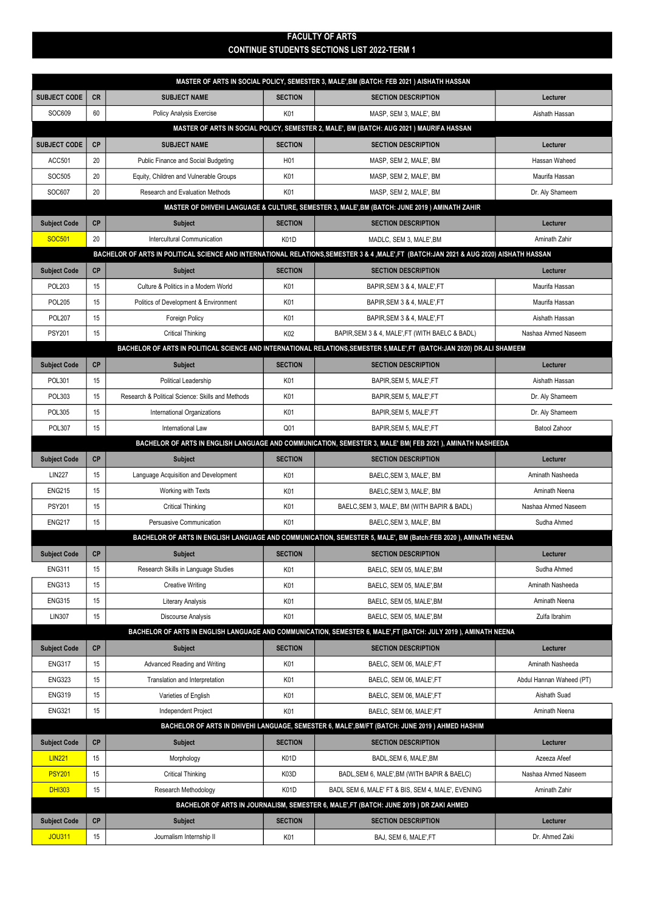# FACULTY OF ARTS
## CONTINUE STUDENTS SECTIONS LIST 2022-TERM 1

| MASTER OF ARTS IN SOCIAL POLICY, SEMESTER 3, MALE',BM (BATCH: FEB 2021 ) AISHATH HASSAN | | | | | |
|---|---|---|---|---|---|
| **SUBJECT CODE** | **CR** | **SUBJECT NAME** | **SECTION** | **SECTION DESCRIPTION** | **Lecturer** |
| SOC609 | 60 | Policy Analysis Exercise | K01 | MASP, SEM 3, MALE', BM | Aishath Hassan |
| **MASTER OF ARTS IN SOCIAL POLICY, SEMESTER 2, MALE', BM (BATCH: AUG 2021 ) MAURIFA HASSAN** | | | | | |
| **SUBJECT CODE** | **CP** | **SUBJECT NAME** | **SECTION** | **SECTION DESCRIPTION** | **Lecturer** |
| ACC501 | 20 | Public Finance and Social Budgeting | H01 | MASP, SEM 2, MALE', BM | Hassan Waheed |
| SOC505 | 20 | Equity, Children and Vulnerable Groups | K01 | MASP, SEM 2, MALE', BM | Maurifa Hassan |
| SOC607 | 20 | Research and Evaluation Methods | K01 | MASP, SEM 2, MALE', BM | Dr. Aly Shameem |
| **MASTER OF DHIVEHI LANGUAGE & CULTURE, SEMESTER 3, MALE',BM (BATCH: JUNE 2019 ) AMINATH ZAHIR** | | | | | |
| **Subject Code** | **CP** | **Subject** | **SECTION** | **SECTION DESCRIPTION** | **Lecturer** |
| SOC501 | 20 | Intercultural Communication | K01D | MADLC, SEM 3, MALE',BM | Aminath Zahir |
| **BACHELOR OF ARTS IN POLITICAL SCIENCE AND INTERNATIONAL RELATIONS,SEMESTER 3 & 4 ,MALE',FT (BATCH:JAN 2021 & AUG 2020) AISHATH HASSAN** | | | | | |
| **Subject Code** | **CP** | **Subject** | **SECTION** | **SECTION DESCRIPTION** | **Lecturer** |
| POL203 | 15 | Culture & Politics in a Modern World | K01 | BAPIR,SEM 3 & 4, MALE',FT | Maurifa Hassan |
| POL205 | 15 | Politics of Development & Environment | K01 | BAPIR,SEM 3 & 4, MALE',FT | Maurifa Hassan |
| POL207 | 15 | Foreign Policy | K01 | BAPIR,SEM 3 & 4, MALE',FT | Aishath Hassan |
| PSY201 | 15 | Critical Thinking | K02 | BAPIR,SEM 3 & 4, MALE',FT (WITH BAELC & BADL) | Nashaa Ahmed Naseem |
| **BACHELOR OF ARTS IN POLITICAL SCIENCE AND INTERNATIONAL RELATIONS,SEMESTER 5,MALE',FT (BATCH:JAN 2020) DR.ALI SHAMEEM** | | | | | |
| **Subject Code** | **CP** | **Subject** | **SECTION** | **SECTION DESCRIPTION** | **Lecturer** |
| POL301 | 15 | Political Leadership | K01 | BAPIR,SEM 5, MALE',FT | Aishath Hassan |
| POL303 | 15 | Research & Political Science: Skills and Methods | K01 | BAPIR,SEM 5, MALE',FT | Dr. Aly Shameem |
| POL305 | 15 | International Organizations | K01 | BAPIR,SEM 5, MALE',FT | Dr. Aly Shameem |
| POL307 | 15 | International Law | Q01 | BAPIR,SEM 5, MALE',FT | Batool Zahoor |
| **BACHELOR OF ARTS IN ENGLISH LANGUAGE AND COMMUNICATION, SEMESTER 3, MALE' BM( FEB 2021 ), AMINATH NASHEEDA** | | | | | |
| **Subject Code** | **CP** | **Subject** | **SECTION** | **SECTION DESCRIPTION** | **Lecturer** |
| LIN227 | 15 | Language Acquisition and Development | K01 | BAELC,SEM 3, MALE', BM | Aminath Nasheeda |
| ENG215 | 15 | Working with Texts | K01 | BAELC,SEM 3, MALE', BM | Aminath Neena |
| PSY201 | 15 | Critical Thinking | K01 | BAELC,SEM 3, MALE', BM (WITH BAPIR & BADL) | Nashaa Ahmed Naseem |
| ENG217 | 15 | Persuasive Communication | K01 | BAELC,SEM 3, MALE', BM | Sudha Ahmed |
| **BACHELOR OF ARTS IN ENGLISH LANGUAGE AND COMMUNICATION, SEMESTER 5, MALE', BM (Batch:FEB 2020 ), AMINATH NEENA** | | | | | |
| **Subject Code** | **CP** | **Subject** | **SECTION** | **SECTION DESCRIPTION** | **Lecturer** |
| ENG311 | 15 | Research Skills in Language Studies | K01 | BAELC, SEM 05, MALE',BM | Sudha Ahmed |
| ENG313 | 15 | Creative Writing | K01 | BAELC, SEM 05, MALE',BM | Aminath Nasheeda |
| ENG315 | 15 | Literary Analysis | K01 | BAELC, SEM 05, MALE',BM | Aminath Neena |
| LIN307 | 15 | Discourse Analysis | K01 | BAELC, SEM 05, MALE',BM | Zulfa Ibrahim |
| **BACHELOR OF ARTS IN ENGLISH LANGUAGE AND COMMUNICATION, SEMESTER 6, MALE',FT (BATCH: JULY 2019 ), AMINATH NEENA** | | | | | |
| **Subject Code** | **CP** | **Subject** | **SECTION** | **SECTION DESCRIPTION** | **Lecturer** |
| ENG317 | 15 | Advanced Reading and Writing | K01 | BAELC, SEM 06, MALE',FT | Aminath Nasheeda |
| ENG323 | 15 | Translation and Interpretation | K01 | BAELC, SEM 06, MALE',FT | Abdul Hannan Waheed (PT) |
| ENG319 | 15 | Varieties of English | K01 | BAELC, SEM 06, MALE',FT | Aishath Suad |
| ENG321 | 15 | Independent Project | K01 | BAELC, SEM 06, MALE',FT | Aminath Neena |
| **BACHELOR OF ARTS IN DHIVEHI LANGUAGE, SEMESTER 6, MALE',BM/FT (BATCH: JUNE 2019 ) AHMED HASHIM** | | | | | |
| **Subject Code** | **CP** | **Subject** | **SECTION** | **SECTION DESCRIPTION** | **Lecturer** |
| LIN221 | 15 | Morphology | K01D | BADL,SEM 6, MALE',BM | Azeeza Afeef |
| PSY201 | 15 | Critical Thinking | K03D | BADL,SEM 6, MALE',BM (WITH BAPIR & BAELC) | Nashaa Ahmed Naseem |
| DHI303 | 15 | Research Methodology | K01D | BADL SEM 6, MALE' FT & BIS, SEM 4, MALE', EVENING | Aminath Zahir |
| **BACHELOR OF ARTS IN JOURNALISM, SEMESTER 6, MALE',FT (BATCH: JUNE 2019 ) DR ZAKI AHMED** | | | | | |
| **Subject Code** | **CP** | **Subject** | **SECTION** | **SECTION DESCRIPTION** | **Lecturer** |
| JOU311 | 15 | Journalism Internship II | K01 | BAJ, SEM 6, MALE',FT | Dr. Ahmed Zaki |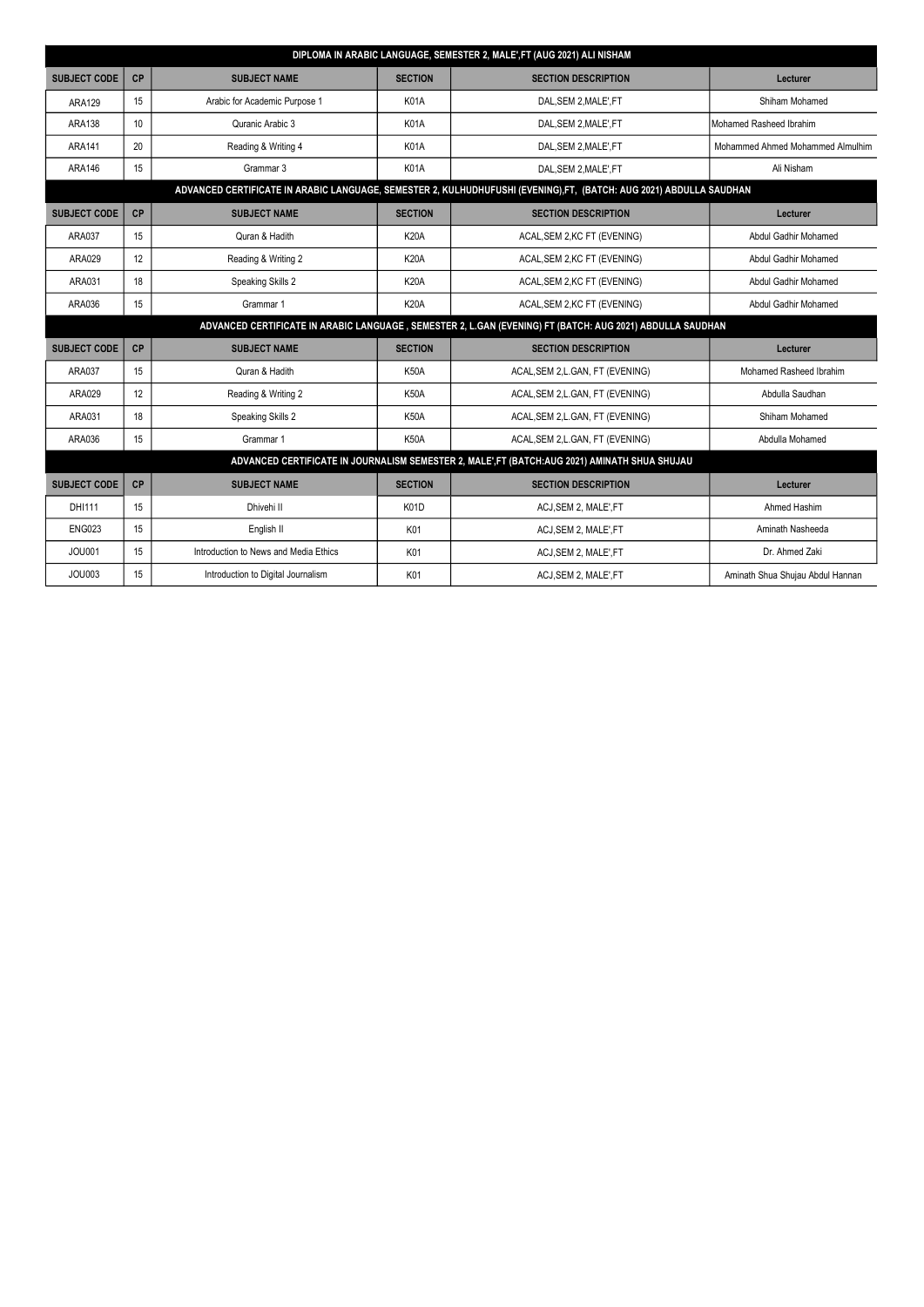**DIPLOMA IN ARABIC LANGUAGE, SEMESTER 2, MALE',FT (AUG 2021) ALI NISHAM**

| SUBJECT CODE | CP | SUBJECT NAME | SECTION | SECTION DESCRIPTION | Lecturer |
|---|---|---|---|---|---|
| ARA129 | 15 | Arabic for Academic Purpose 1 | K01A | DAL,SEM 2,MALE',FT | Shiham Mohamed |
| ARA138 | 10 | Quranic Arabic 3 | K01A | DAL,SEM 2,MALE',FT | Mohamed Rasheed Ibrahim |
| ARA141 | 20 | Reading & Writing 4 | K01A | DAL,SEM 2,MALE',FT | Mohammed Ahmed Mohammed Almulhim |
| ARA146 | 15 | Grammar 3 | K01A | DAL,SEM 2,MALE',FT | Ali Nisham |

**ADVANCED CERTIFICATE IN ARABIC LANGUAGE, SEMESTER 2, KULHUDHUFUSHI (EVENING),FT, (BATCH: AUG 2021) ABDULLA SAUDHAN**

| SUBJECT CODE | CP | SUBJECT NAME | SECTION | SECTION DESCRIPTION | Lecturer |
|---|---|---|---|---|---|
| ARA037 | 15 | Quran & Hadith | K20A | ACAL,SEM 2,KC FT (EVENING) | Abdul Gadhir Mohamed |
| ARA029 | 12 | Reading & Writing 2 | K20A | ACAL,SEM 2,KC FT (EVENING) | Abdul Gadhir Mohamed |
| ARA031 | 18 | Speaking Skills 2 | K20A | ACAL,SEM 2,KC FT (EVENING) | Abdul Gadhir Mohamed |
| ARA036 | 15 | Grammar 1 | K20A | ACAL,SEM 2,KC FT (EVENING) | Abdul Gadhir Mohamed |

**ADVANCED CERTIFICATE IN ARABIC LANGUAGE , SEMESTER 2, L.GAN (EVENING) FT (BATCH: AUG 2021) ABDULLA SAUDHAN**

| SUBJECT CODE | CP | SUBJECT NAME | SECTION | SECTION DESCRIPTION | Lecturer |
|---|---|---|---|---|---|
| ARA037 | 15 | Quran & Hadith | K50A | ACAL,SEM 2,L.GAN, FT (EVENING) | Mohamed Rasheed Ibrahim |
| ARA029 | 12 | Reading & Writing 2 | K50A | ACAL,SEM 2,L.GAN, FT (EVENING) | Abdulla Saudhan |
| ARA031 | 18 | Speaking Skills 2 | K50A | ACAL,SEM 2,L.GAN, FT (EVENING) | Shiham Mohamed |
| ARA036 | 15 | Grammar 1 | K50A | ACAL,SEM 2,L.GAN, FT (EVENING) | Abdulla Mohamed |

**ADVANCED CERTIFICATE IN JOURNALISM SEMESTER 2, MALE',FT (BATCH:AUG 2021) AMINATH SHUA SHUJAU**

| SUBJECT CODE | CP | SUBJECT NAME | SECTION | SECTION DESCRIPTION | Lecturer |
|---|---|---|---|---|---|
| DHI111 | 15 | Dhivehi II | K01D | ACJ,SEM 2, MALE',FT | Ahmed Hashim |
| ENG023 | 15 | English II | K01 | ACJ,SEM 2, MALE',FT | Aminath Nasheeda |
| JOU001 | 15 | Introduction to News and Media Ethics | K01 | ACJ,SEM 2, MALE',FT | Dr. Ahmed Zaki |
| JOU003 | 15 | Introduction to Digital Journalism | K01 | ACJ,SEM 2, MALE',FT | Aminath Shua Shujau Abdul Hannan |